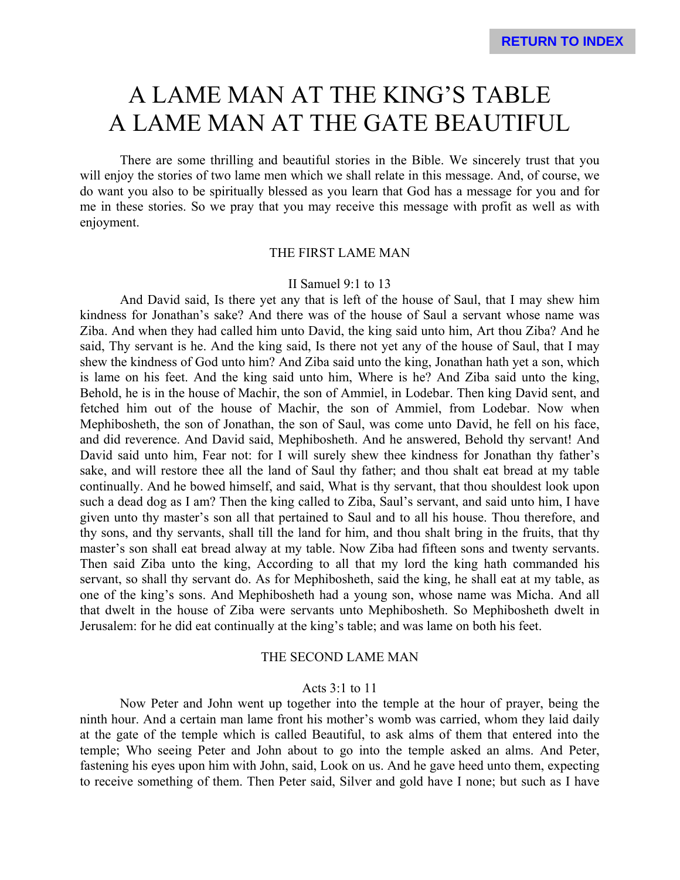# A LAME MAN AT THE KING'S TABLE
# A LAME MAN AT THE GATE BEAUTIFUL

There are some thrilling and beautiful stories in the Bible. We sincerely trust that you will enjoy the stories of two lame men which we shall relate in this message. And, of course, we do want you also to be spiritually blessed as you learn that God has a message for you and for me in these stories. So we pray that you may receive this message with profit as well as with enjoyment.

## THE FIRST LAME MAN

### II Samuel 9:1 to 13

And David said, Is there yet any that is left of the house of Saul, that I may shew him kindness for Jonathan's sake? And there was of the house of Saul a servant whose name was Ziba. And when they had called him unto David, the king said unto him, Art thou Ziba? And he said, Thy servant is he. And the king said, Is there not yet any of the house of Saul, that I may shew the kindness of God unto him? And Ziba said unto the king, Jonathan hath yet a son, which is lame on his feet. And the king said unto him, Where is he? And Ziba said unto the king, Behold, he is in the house of Machir, the son of Ammiel, in Lodebar. Then king David sent, and fetched him out of the house of Machir, the son of Ammiel, from Lodebar. Now when Mephibosheth, the son of Jonathan, the son of Saul, was come unto David, he fell on his face, and did reverence. And David said, Mephibosheth. And he answered, Behold thy servant! And David said unto him, Fear not: for I will surely shew thee kindness for Jonathan thy father's sake, and will restore thee all the land of Saul thy father; and thou shalt eat bread at my table continually. And he bowed himself, and said, What is thy servant, that thou shouldest look upon such a dead dog as I am? Then the king called to Ziba, Saul's servant, and said unto him, I have given unto thy master's son all that pertained to Saul and to all his house. Thou therefore, and thy sons, and thy servants, shall till the land for him, and thou shalt bring in the fruits, that thy master's son shall eat bread alway at my table. Now Ziba had fifteen sons and twenty servants. Then said Ziba unto the king, According to all that my lord the king hath commanded his servant, so shall thy servant do. As for Mephibosheth, said the king, he shall eat at my table, as one of the king's sons. And Mephibosheth had a young son, whose name was Micha. And all that dwelt in the house of Ziba were servants unto Mephibosheth. So Mephibosheth dwelt in Jerusalem: for he did eat continually at the king's table; and was lame on both his feet.

## THE SECOND LAME MAN

### Acts 3:1 to 11

Now Peter and John went up together into the temple at the hour of prayer, being the ninth hour. And a certain man lame front his mother's womb was carried, whom they laid daily at the gate of the temple which is called Beautiful, to ask alms of them that entered into the temple; Who seeing Peter and John about to go into the temple asked an alms. And Peter, fastening his eyes upon him with John, said, Look on us. And he gave heed unto them, expecting to receive something of them. Then Peter said, Silver and gold have I none; but such as I have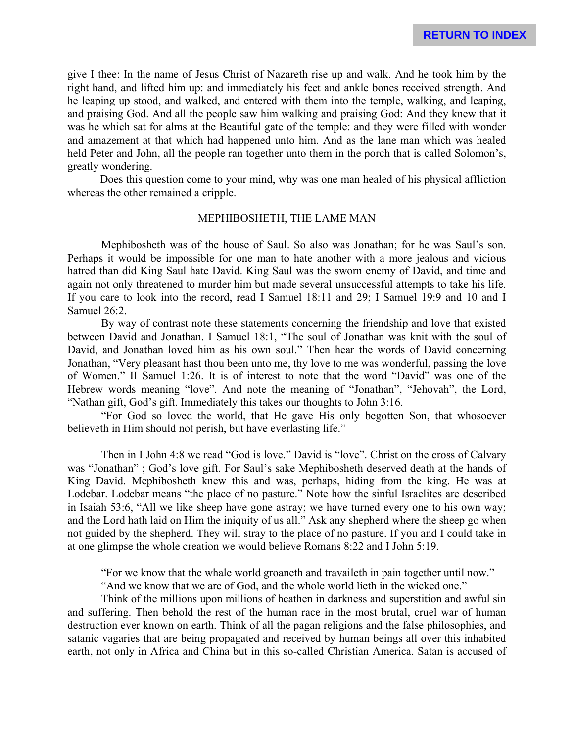give I thee: In the name of Jesus Christ of Nazareth rise up and walk. And he took him by the right hand, and lifted him up: and immediately his feet and ankle bones received strength. And he leaping up stood, and walked, and entered with them into the temple, walking, and leaping, and praising God. And all the people saw him walking and praising God: And they knew that it was he which sat for alms at the Beautiful gate of the temple: and they were filled with wonder and amazement at that which had happened unto him. And as the lane man which was healed held Peter and John, all the people ran together unto them in the porch that is called Solomon's, greatly wondering.

Does this question come to your mind, why was one man healed of his physical affliction whereas the other remained a cripple.

## MEPHIBOSHETH, THE LAME MAN

Mephibosheth was of the house of Saul. So also was Jonathan; for he was Saul's son. Perhaps it would be impossible for one man to hate another with a more jealous and vicious hatred than did King Saul hate David. King Saul was the sworn enemy of David, and time and again not only threatened to murder him but made several unsuccessful attempts to take his life. If you care to look into the record, read I Samuel 18:11 and 29; I Samuel 19:9 and 10 and I Samuel 26:2.

By way of contrast note these statements concerning the friendship and love that existed between David and Jonathan. I Samuel 18:1, "The soul of Jonathan was knit with the soul of David, and Jonathan loved him as his own soul." Then hear the words of David concerning Jonathan, "Very pleasant hast thou been unto me, thy love to me was wonderful, passing the love of Women." II Samuel 1:26. It is of interest to note that the word "David" was one of the Hebrew words meaning "love". And note the meaning of "Jonathan", "Jehovah", the Lord, "Nathan gift, God's gift. Immediately this takes our thoughts to John 3:16.

"For God so loved the world, that He gave His only begotten Son, that whosoever believeth in Him should not perish, but have everlasting life."

Then in I John 4:8 we read "God is love." David is "love". Christ on the cross of Calvary was "Jonathan" ; God's love gift. For Saul's sake Mephibosheth deserved death at the hands of King David. Mephibosheth knew this and was, perhaps, hiding from the king. He was at Lodebar. Lodebar means "the place of no pasture." Note how the sinful Israelites are described in Isaiah 53:6, "All we like sheep have gone astray; we have turned every one to his own way; and the Lord hath laid on Him the iniquity of us all." Ask any shepherd where the sheep go when not guided by the shepherd. They will stray to the place of no pasture. If you and I could take in at one glimpse the whole creation we would believe Romans 8:22 and I John 5:19.

"For we know that the whale world groaneth and travaileth in pain together until now."

"And we know that we are of God, and the whole world lieth in the wicked one."

Think of the millions upon millions of heathen in darkness and superstition and awful sin and suffering. Then behold the rest of the human race in the most brutal, cruel war of human destruction ever known on earth. Think of all the pagan religions and the false philosophies, and satanic vagaries that are being propagated and received by human beings all over this inhabited earth, not only in Africa and China but in this so-called Christian America. Satan is accused of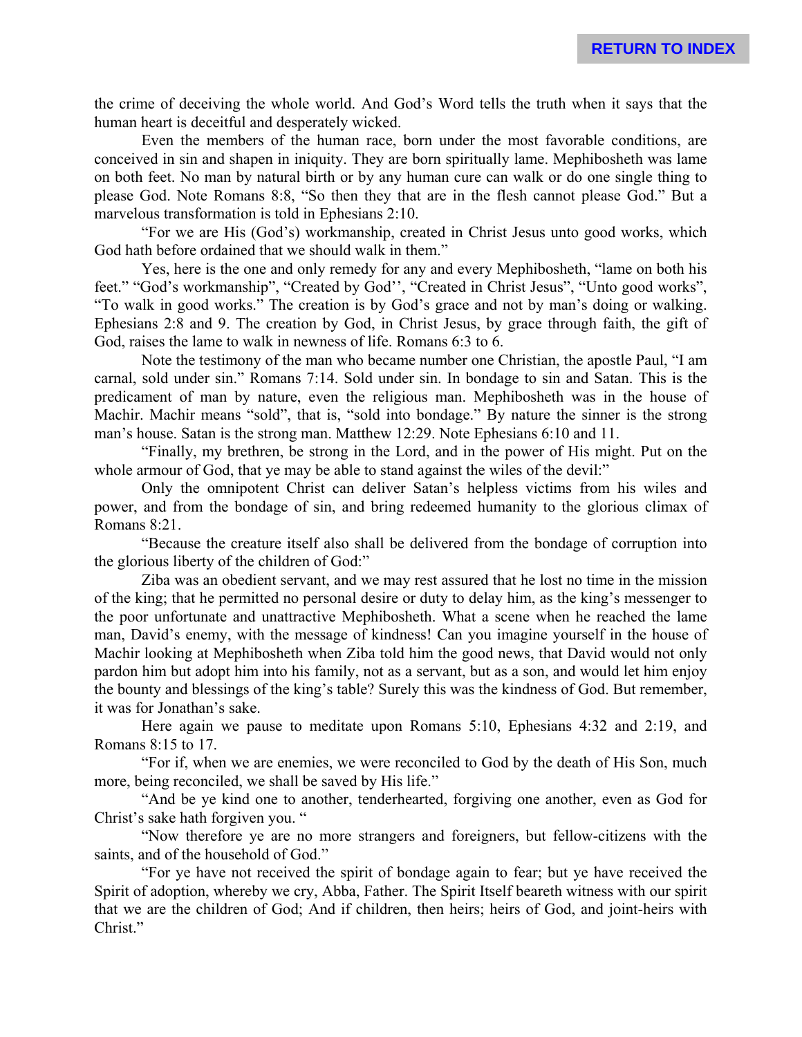the crime of deceiving the whole world. And God's Word tells the truth when it says that the human heart is deceitful and desperately wicked.

Even the members of the human race, born under the most favorable conditions, are conceived in sin and shapen in iniquity. They are born spiritually lame. Mephibosheth was lame on both feet. No man by natural birth or by any human cure can walk or do one single thing to please God. Note Romans 8:8, "So then they that are in the flesh cannot please God." But a marvelous transformation is told in Ephesians 2:10.

"For we are His (God's) workmanship, created in Christ Jesus unto good works, which God hath before ordained that we should walk in them."

Yes, here is the one and only remedy for any and every Mephibosheth, "lame on both his feet." "God's workmanship", "Created by God'', "Created in Christ Jesus", "Unto good works", "To walk in good works." The creation is by God's grace and not by man's doing or walking. Ephesians 2:8 and 9. The creation by God, in Christ Jesus, by grace through faith, the gift of God, raises the lame to walk in newness of life. Romans 6:3 to 6.

Note the testimony of the man who became number one Christian, the apostle Paul, "I am carnal, sold under sin." Romans 7:14. Sold under sin. In bondage to sin and Satan. This is the predicament of man by nature, even the religious man. Mephibosheth was in the house of Machir. Machir means "sold", that is, "sold into bondage." By nature the sinner is the strong man's house. Satan is the strong man. Matthew 12:29. Note Ephesians 6:10 and 11.

"Finally, my brethren, be strong in the Lord, and in the power of His might. Put on the whole armour of God, that ye may be able to stand against the wiles of the devil:"

Only the omnipotent Christ can deliver Satan's helpless victims from his wiles and power, and from the bondage of sin, and bring redeemed humanity to the glorious climax of Romans 8:21.

"Because the creature itself also shall be delivered from the bondage of corruption into the glorious liberty of the children of God:"

Ziba was an obedient servant, and we may rest assured that he lost no time in the mission of the king; that he permitted no personal desire or duty to delay him, as the king's messenger to the poor unfortunate and unattractive Mephibosheth. What a scene when he reached the lame man, David's enemy, with the message of kindness! Can you imagine yourself in the house of Machir looking at Mephibosheth when Ziba told him the good news, that David would not only pardon him but adopt him into his family, not as a servant, but as a son, and would let him enjoy the bounty and blessings of the king's table? Surely this was the kindness of God. But remember, it was for Jonathan's sake.

Here again we pause to meditate upon Romans 5:10, Ephesians 4:32 and 2:19, and Romans 8:15 to 17.

"For if, when we are enemies, we were reconciled to God by the death of His Son, much more, being reconciled, we shall be saved by His life."

"And be ye kind one to another, tenderhearted, forgiving one another, even as God for Christ's sake hath forgiven you. "

"Now therefore ye are no more strangers and foreigners, but fellow-citizens with the saints, and of the household of God."

"For ye have not received the spirit of bondage again to fear; but ye have received the Spirit of adoption, whereby we cry, Abba, Father. The Spirit Itself beareth witness with our spirit that we are the children of God; And if children, then heirs; heirs of God, and joint-heirs with Christ."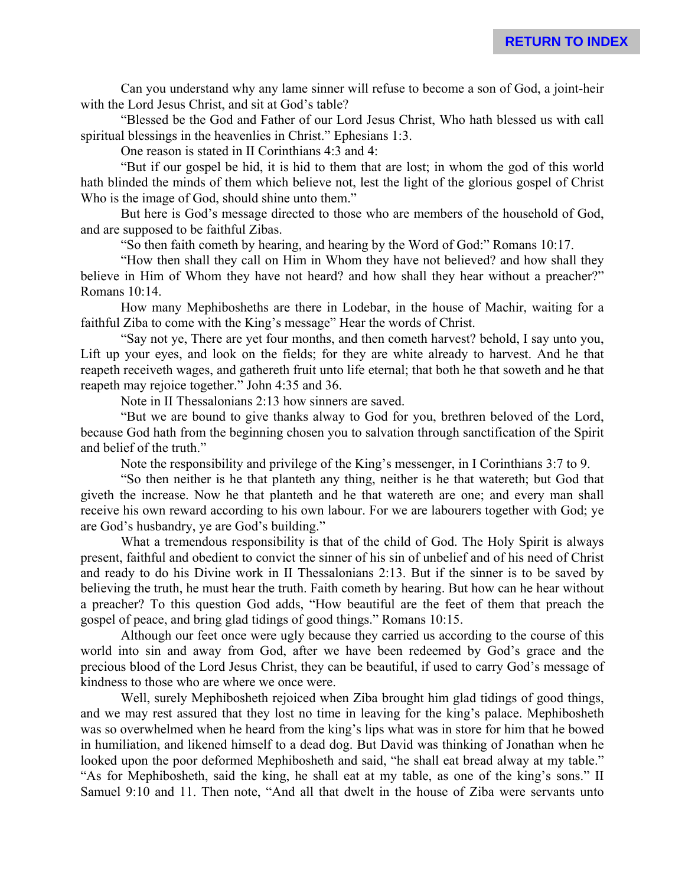Can you understand why any lame sinner will refuse to become a son of God, a joint-heir with the Lord Jesus Christ, and sit at God's table?

"Blessed be the God and Father of our Lord Jesus Christ, Who hath blessed us with call spiritual blessings in the heavenlies in Christ." Ephesians 1:3.

One reason is stated in II Corinthians 4:3 and 4:

"But if our gospel be hid, it is hid to them that are lost; in whom the god of this world hath blinded the minds of them which believe not, lest the light of the glorious gospel of Christ Who is the image of God, should shine unto them."

But here is God's message directed to those who are members of the household of God, and are supposed to be faithful Zibas.

"So then faith cometh by hearing, and hearing by the Word of God:" Romans 10:17.

"How then shall they call on Him in Whom they have not believed? and how shall they believe in Him of Whom they have not heard? and how shall they hear without a preacher?" Romans 10:14.

How many Mephibosheths are there in Lodebar, in the house of Machir, waiting for a faithful Ziba to come with the King's message" Hear the words of Christ.

"Say not ye, There are yet four months, and then cometh harvest? behold, I say unto you, Lift up your eyes, and look on the fields; for they are white already to harvest. And he that reapeth receiveth wages, and gathereth fruit unto life eternal; that both he that soweth and he that reapeth may rejoice together." John 4:35 and 36.

Note in II Thessalonians 2:13 how sinners are saved.

"But we are bound to give thanks alway to God for you, brethren beloved of the Lord, because God hath from the beginning chosen you to salvation through sanctification of the Spirit and belief of the truth."

Note the responsibility and privilege of the King's messenger, in I Corinthians 3:7 to 9.

"So then neither is he that planteth any thing, neither is he that watereth; but God that giveth the increase. Now he that planteth and he that watereth are one; and every man shall receive his own reward according to his own labour. For we are labourers together with God; ye are God's husbandry, ye are God's building."

What a tremendous responsibility is that of the child of God. The Holy Spirit is always present, faithful and obedient to convict the sinner of his sin of unbelief and of his need of Christ and ready to do his Divine work in II Thessalonians 2:13. But if the sinner is to be saved by believing the truth, he must hear the truth. Faith cometh by hearing. But how can he hear without a preacher? To this question God adds, "How beautiful are the feet of them that preach the gospel of peace, and bring glad tidings of good things." Romans 10:15.

Although our feet once were ugly because they carried us according to the course of this world into sin and away from God, after we have been redeemed by God's grace and the precious blood of the Lord Jesus Christ, they can be beautiful, if used to carry God's message of kindness to those who are where we once were.

Well, surely Mephibosheth rejoiced when Ziba brought him glad tidings of good things, and we may rest assured that they lost no time in leaving for the king's palace. Mephibosheth was so overwhelmed when he heard from the king's lips what was in store for him that he bowed in humiliation, and likened himself to a dead dog. But David was thinking of Jonathan when he looked upon the poor deformed Mephibosheth and said, "he shall eat bread alway at my table." "As for Mephibosheth, said the king, he shall eat at my table, as one of the king's sons." II Samuel 9:10 and 11. Then note, "And all that dwelt in the house of Ziba were servants unto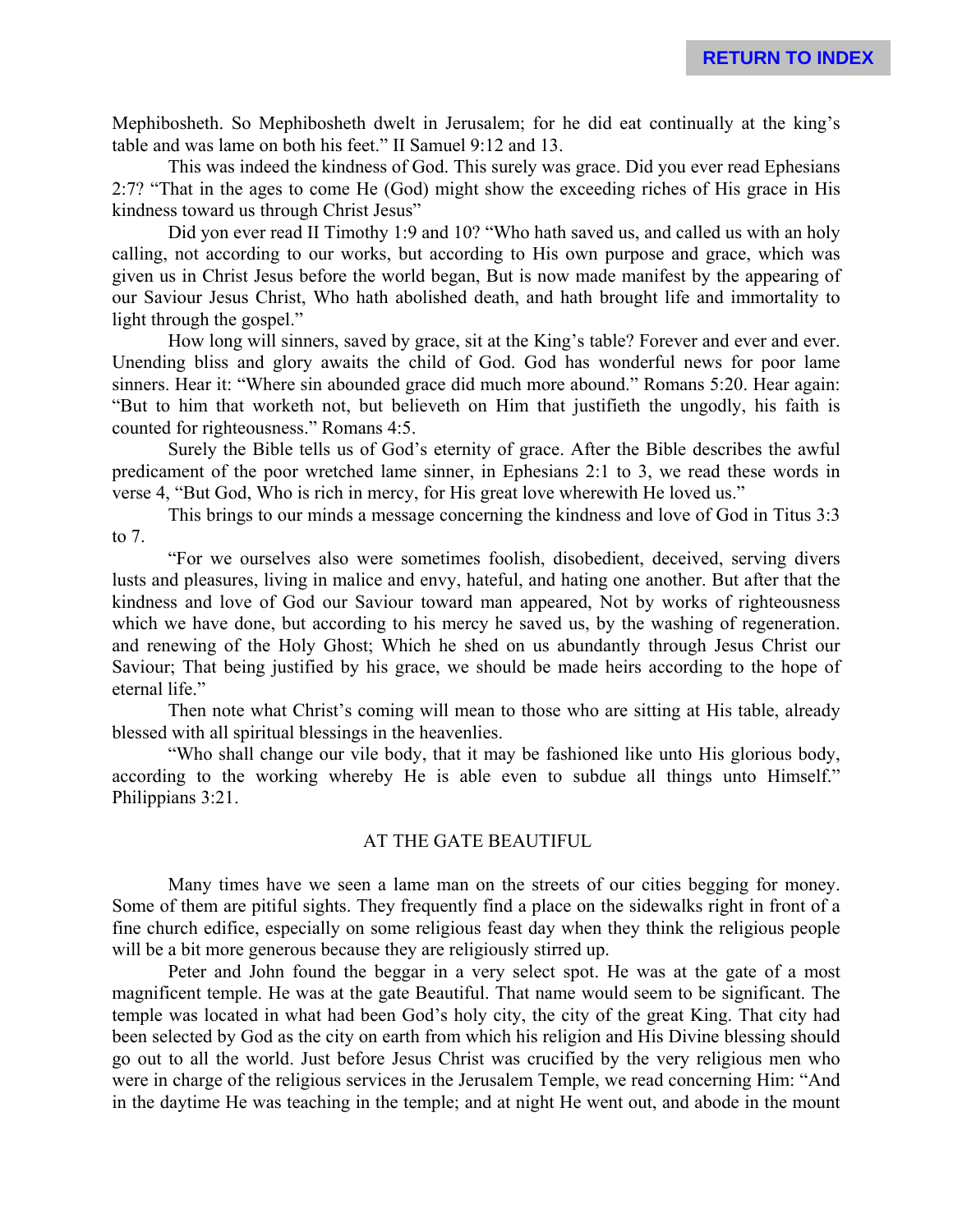Mephibosheth. So Mephibosheth dwelt in Jerusalem; for he did eat continually at the king's table and was lame on both his feet." II Samuel 9:12 and 13.

This was indeed the kindness of God. This surely was grace. Did you ever read Ephesians 2:7? "That in the ages to come He (God) might show the exceeding riches of His grace in His kindness toward us through Christ Jesus"

Did yon ever read II Timothy 1:9 and 10? "Who hath saved us, and called us with an holy calling, not according to our works, but according to His own purpose and grace, which was given us in Christ Jesus before the world began, But is now made manifest by the appearing of our Saviour Jesus Christ, Who hath abolished death, and hath brought life and immortality to light through the gospel."

How long will sinners, saved by grace, sit at the King's table? Forever and ever and ever. Unending bliss and glory awaits the child of God. God has wonderful news for poor lame sinners. Hear it: "Where sin abounded grace did much more abound." Romans 5:20. Hear again: "But to him that worketh not, but believeth on Him that justifieth the ungodly, his faith is counted for righteousness." Romans 4:5.

Surely the Bible tells us of God's eternity of grace. After the Bible describes the awful predicament of the poor wretched lame sinner, in Ephesians 2:1 to 3, we read these words in verse 4, "But God, Who is rich in mercy, for His great love wherewith He loved us."

This brings to our minds a message concerning the kindness and love of God in Titus 3:3 to 7.

"For we ourselves also were sometimes foolish, disobedient, deceived, serving divers lusts and pleasures, living in malice and envy, hateful, and hating one another. But after that the kindness and love of God our Saviour toward man appeared, Not by works of righteousness which we have done, but according to his mercy he saved us, by the washing of regeneration. and renewing of the Holy Ghost; Which he shed on us abundantly through Jesus Christ our Saviour; That being justified by his grace, we should be made heirs according to the hope of eternal life."

Then note what Christ's coming will mean to those who are sitting at His table, already blessed with all spiritual blessings in the heavenlies.

"Who shall change our vile body, that it may be fashioned like unto His glorious body, according to the working whereby He is able even to subdue all things unto Himself." Philippians 3:21.

## AT THE GATE BEAUTIFUL

Many times have we seen a lame man on the streets of our cities begging for money. Some of them are pitiful sights. They frequently find a place on the sidewalks right in front of a fine church edifice, especially on some religious feast day when they think the religious people will be a bit more generous because they are religiously stirred up.

Peter and John found the beggar in a very select spot. He was at the gate of a most magnificent temple. He was at the gate Beautiful. That name would seem to be significant. The temple was located in what had been God's holy city, the city of the great King. That city had been selected by God as the city on earth from which his religion and His Divine blessing should go out to all the world. Just before Jesus Christ was crucified by the very religious men who were in charge of the religious services in the Jerusalem Temple, we read concerning Him: "And in the daytime He was teaching in the temple; and at night He went out, and abode in the mount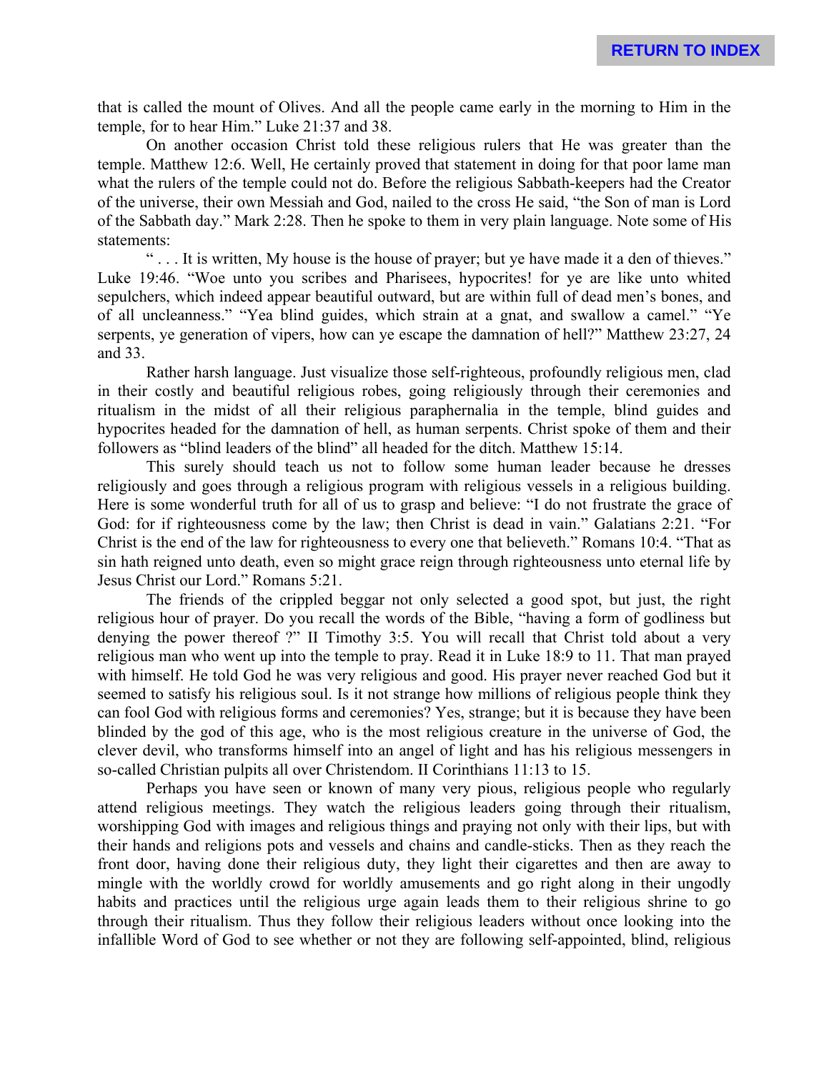that is called the mount of Olives. And all the people came early in the morning to Him in the temple, for to hear Him." Luke 21:37 and 38.

On another occasion Christ told these religious rulers that He was greater than the temple. Matthew 12:6. Well, He certainly proved that statement in doing for that poor lame man what the rulers of the temple could not do. Before the religious Sabbath-keepers had the Creator of the universe, their own Messiah and God, nailed to the cross He said, "the Son of man is Lord of the Sabbath day." Mark 2:28. Then he spoke to them in very plain language. Note some of His statements:

" . . . It is written, My house is the house of prayer; but ye have made it a den of thieves." Luke 19:46. "Woe unto you scribes and Pharisees, hypocrites! for ye are like unto whited sepulchers, which indeed appear beautiful outward, but are within full of dead men's bones, and of all uncleanness." "Yea blind guides, which strain at a gnat, and swallow a camel." "Ye serpents, ye generation of vipers, how can ye escape the damnation of hell?" Matthew 23:27, 24 and 33.

Rather harsh language. Just visualize those self-righteous, profoundly religious men, clad in their costly and beautiful religious robes, going religiously through their ceremonies and ritualism in the midst of all their religious paraphernalia in the temple, blind guides and hypocrites headed for the damnation of hell, as human serpents. Christ spoke of them and their followers as "blind leaders of the blind" all headed for the ditch. Matthew 15:14.

This surely should teach us not to follow some human leader because he dresses religiously and goes through a religious program with religious vessels in a religious building. Here is some wonderful truth for all of us to grasp and believe: "I do not frustrate the grace of God: for if righteousness come by the law; then Christ is dead in vain." Galatians 2:21. "For Christ is the end of the law for righteousness to every one that believeth." Romans 10:4. "That as sin hath reigned unto death, even so might grace reign through righteousness unto eternal life by Jesus Christ our Lord." Romans 5:21.

The friends of the crippled beggar not only selected a good spot, but just, the right religious hour of prayer. Do you recall the words of the Bible, "having a form of godliness but denying the power thereof ?" II Timothy 3:5. You will recall that Christ told about a very religious man who went up into the temple to pray. Read it in Luke 18:9 to 11. That man prayed with himself. He told God he was very religious and good. His prayer never reached God but it seemed to satisfy his religious soul. Is it not strange how millions of religious people think they can fool God with religious forms and ceremonies? Yes, strange; but it is because they have been blinded by the god of this age, who is the most religious creature in the universe of God, the clever devil, who transforms himself into an angel of light and has his religious messengers in so-called Christian pulpits all over Christendom. II Corinthians 11:13 to 15.

Perhaps you have seen or known of many very pious, religious people who regularly attend religious meetings. They watch the religious leaders going through their ritualism, worshipping God with images and religious things and praying not only with their lips, but with their hands and religions pots and vessels and chains and candle-sticks. Then as they reach the front door, having done their religious duty, they light their cigarettes and then are away to mingle with the worldly crowd for worldly amusements and go right along in their ungodly habits and practices until the religious urge again leads them to their religious shrine to go through their ritualism. Thus they follow their religious leaders without once looking into the infallible Word of God to see whether or not they are following self-appointed, blind, religious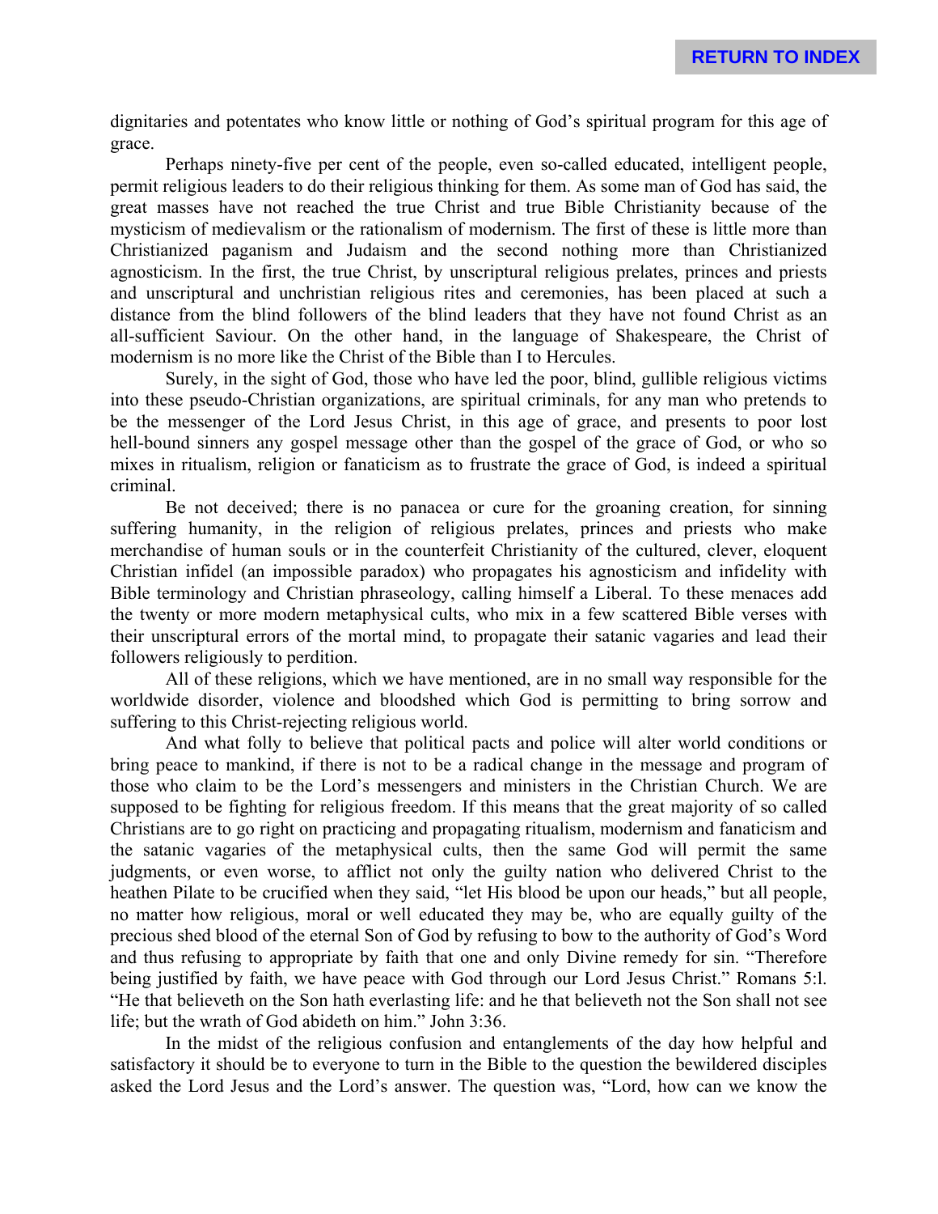dignitaries and potentates who know little or nothing of God's spiritual program for this age of grace.

Perhaps ninety-five per cent of the people, even so-called educated, intelligent people, permit religious leaders to do their religious thinking for them. As some man of God has said, the great masses have not reached the true Christ and true Bible Christianity because of the mysticism of medievalism or the rationalism of modernism. The first of these is little more than Christianized paganism and Judaism and the second nothing more than Christianized agnosticism. In the first, the true Christ, by unscriptural religious prelates, princes and priests and unscriptural and unchristian religious rites and ceremonies, has been placed at such a distance from the blind followers of the blind leaders that they have not found Christ as an all-sufficient Saviour. On the other hand, in the language of Shakespeare, the Christ of modernism is no more like the Christ of the Bible than I to Hercules.

Surely, in the sight of God, those who have led the poor, blind, gullible religious victims into these pseudo-Christian organizations, are spiritual criminals, for any man who pretends to be the messenger of the Lord Jesus Christ, in this age of grace, and presents to poor lost hell-bound sinners any gospel message other than the gospel of the grace of God, or who so mixes in ritualism, religion or fanaticism as to frustrate the grace of God, is indeed a spiritual criminal.

Be not deceived; there is no panacea or cure for the groaning creation, for sinning suffering humanity, in the religion of religious prelates, princes and priests who make merchandise of human souls or in the counterfeit Christianity of the cultured, clever, eloquent Christian infidel (an impossible paradox) who propagates his agnosticism and infidelity with Bible terminology and Christian phraseology, calling himself a Liberal. To these menaces add the twenty or more modern metaphysical cults, who mix in a few scattered Bible verses with their unscriptural errors of the mortal mind, to propagate their satanic vagaries and lead their followers religiously to perdition.

All of these religions, which we have mentioned, are in no small way responsible for the worldwide disorder, violence and bloodshed which God is permitting to bring sorrow and suffering to this Christ-rejecting religious world.

And what folly to believe that political pacts and police will alter world conditions or bring peace to mankind, if there is not to be a radical change in the message and program of those who claim to be the Lord's messengers and ministers in the Christian Church. We are supposed to be fighting for religious freedom. If this means that the great majority of so called Christians are to go right on practicing and propagating ritualism, modernism and fanaticism and the satanic vagaries of the metaphysical cults, then the same God will permit the same judgments, or even worse, to afflict not only the guilty nation who delivered Christ to the heathen Pilate to be crucified when they said, "let His blood be upon our heads," but all people, no matter how religious, moral or well educated they may be, who are equally guilty of the precious shed blood of the eternal Son of God by refusing to bow to the authority of God's Word and thus refusing to appropriate by faith that one and only Divine remedy for sin. "Therefore being justified by faith, we have peace with God through our Lord Jesus Christ." Romans 5:l. "He that believeth on the Son hath everlasting life: and he that believeth not the Son shall not see life; but the wrath of God abideth on him." John 3:36.

In the midst of the religious confusion and entanglements of the day how helpful and satisfactory it should be to everyone to turn in the Bible to the question the bewildered disciples asked the Lord Jesus and the Lord's answer. The question was, "Lord, how can we know the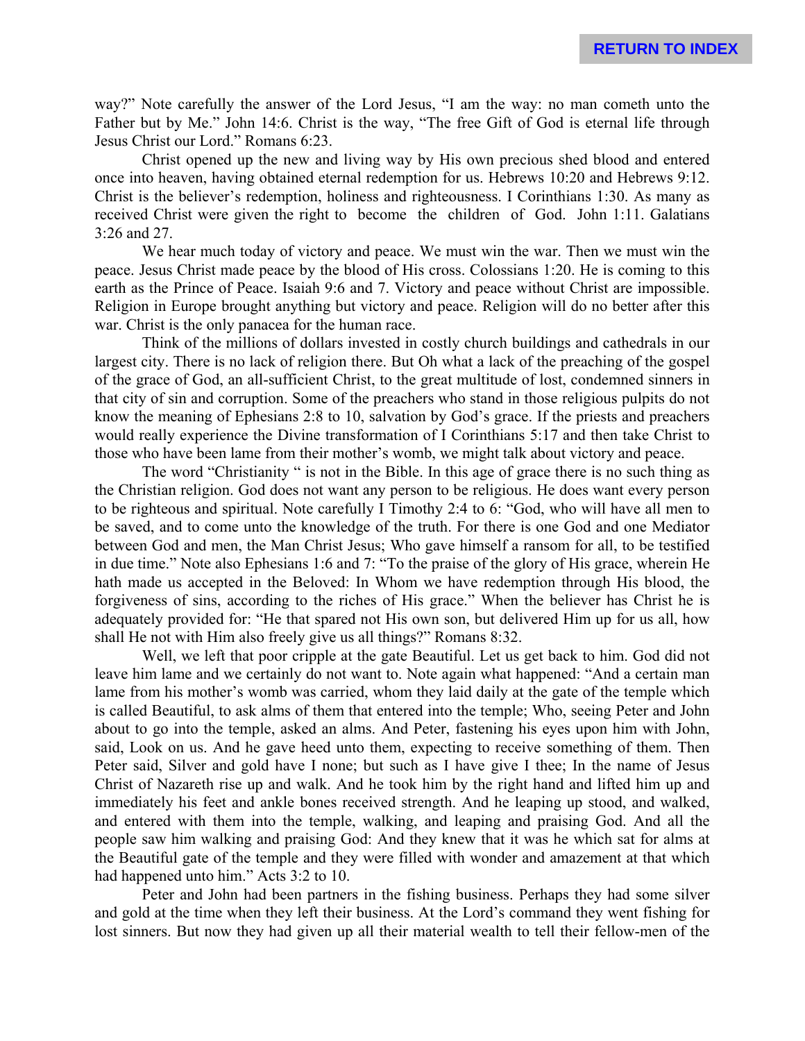way?" Note carefully the answer of the Lord Jesus, "I am the way: no man cometh unto the Father but by Me." John 14:6. Christ is the way, "The free Gift of God is eternal life through Jesus Christ our Lord." Romans 6:23.

Christ opened up the new and living way by His own precious shed blood and entered once into heaven, having obtained eternal redemption for us. Hebrews 10:20 and Hebrews 9:12. Christ is the believer's redemption, holiness and righteousness. I Corinthians 1:30. As many as received Christ were given the right to become the children of God. John 1:11. Galatians 3:26 and 27.

We hear much today of victory and peace. We must win the war. Then we must win the peace. Jesus Christ made peace by the blood of His cross. Colossians 1:20. He is coming to this earth as the Prince of Peace. Isaiah 9:6 and 7. Victory and peace without Christ are impossible. Religion in Europe brought anything but victory and peace. Religion will do no better after this war. Christ is the only panacea for the human race.

Think of the millions of dollars invested in costly church buildings and cathedrals in our largest city. There is no lack of religion there. But Oh what a lack of the preaching of the gospel of the grace of God, an all-sufficient Christ, to the great multitude of lost, condemned sinners in that city of sin and corruption. Some of the preachers who stand in those religious pulpits do not know the meaning of Ephesians 2:8 to 10, salvation by God's grace. If the priests and preachers would really experience the Divine transformation of I Corinthians 5:17 and then take Christ to those who have been lame from their mother's womb, we might talk about victory and peace.

The word "Christianity " is not in the Bible. In this age of grace there is no such thing as the Christian religion. God does not want any person to be religious. He does want every person to be righteous and spiritual. Note carefully I Timothy 2:4 to 6: "God, who will have all men to be saved, and to come unto the knowledge of the truth. For there is one God and one Mediator between God and men, the Man Christ Jesus; Who gave himself a ransom for all, to be testified in due time." Note also Ephesians 1:6 and 7: "To the praise of the glory of His grace, wherein He hath made us accepted in the Beloved: In Whom we have redemption through His blood, the forgiveness of sins, according to the riches of His grace." When the believer has Christ he is adequately provided for: "He that spared not His own son, but delivered Him up for us all, how shall He not with Him also freely give us all things?" Romans 8:32.

Well, we left that poor cripple at the gate Beautiful. Let us get back to him. God did not leave him lame and we certainly do not want to. Note again what happened: "And a certain man lame from his mother's womb was carried, whom they laid daily at the gate of the temple which is called Beautiful, to ask alms of them that entered into the temple; Who, seeing Peter and John about to go into the temple, asked an alms. And Peter, fastening his eyes upon him with John, said, Look on us. And he gave heed unto them, expecting to receive something of them. Then Peter said, Silver and gold have I none; but such as I have give I thee; In the name of Jesus Christ of Nazareth rise up and walk. And he took him by the right hand and lifted him up and immediately his feet and ankle bones received strength. And he leaping up stood, and walked, and entered with them into the temple, walking, and leaping and praising God. And all the people saw him walking and praising God: And they knew that it was he which sat for alms at the Beautiful gate of the temple and they were filled with wonder and amazement at that which had happened unto him." Acts 3:2 to 10.

Peter and John had been partners in the fishing business. Perhaps they had some silver and gold at the time when they left their business. At the Lord's command they went fishing for lost sinners. But now they had given up all their material wealth to tell their fellow-men of the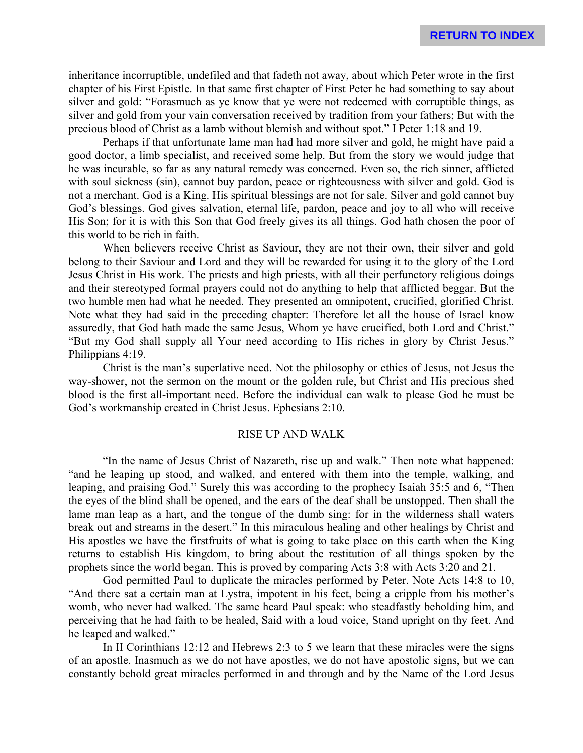inheritance incorruptible, undefiled and that fadeth not away, about which Peter wrote in the first chapter of his First Epistle. In that same first chapter of First Peter he had something to say about silver and gold: "Forasmuch as ye know that ye were not redeemed with corruptible things, as silver and gold from your vain conversation received by tradition from your fathers; But with the precious blood of Christ as a lamb without blemish and without spot." I Peter 1:18 and 19.

Perhaps if that unfortunate lame man had had more silver and gold, he might have paid a good doctor, a limb specialist, and received some help. But from the story we would judge that he was incurable, so far as any natural remedy was concerned. Even so, the rich sinner, afflicted with soul sickness (sin), cannot buy pardon, peace or righteousness with silver and gold. God is not a merchant. God is a King. His spiritual blessings are not for sale. Silver and gold cannot buy God's blessings. God gives salvation, eternal life, pardon, peace and joy to all who will receive His Son; for it is with this Son that God freely gives its all things. God hath chosen the poor of this world to be rich in faith.

When believers receive Christ as Saviour, they are not their own, their silver and gold belong to their Saviour and Lord and they will be rewarded for using it to the glory of the Lord Jesus Christ in His work. The priests and high priests, with all their perfunctory religious doings and their stereotyped formal prayers could not do anything to help that afflicted beggar. But the two humble men had what he needed. They presented an omnipotent, crucified, glorified Christ. Note what they had said in the preceding chapter: Therefore let all the house of Israel know assuredly, that God hath made the same Jesus, Whom ye have crucified, both Lord and Christ." "But my God shall supply all Your need according to His riches in glory by Christ Jesus." Philippians 4:19.

Christ is the man's superlative need. Not the philosophy or ethics of Jesus, not Jesus the way-shower, not the sermon on the mount or the golden rule, but Christ and His precious shed blood is the first all-important need. Before the individual can walk to please God he must be God's workmanship created in Christ Jesus. Ephesians 2:10.

## RISE UP AND WALK

"In the name of Jesus Christ of Nazareth, rise up and walk." Then note what happened: "and he leaping up stood, and walked, and entered with them into the temple, walking, and leaping, and praising God." Surely this was according to the prophecy Isaiah 35:5 and 6, "Then the eyes of the blind shall be opened, and the ears of the deaf shall be unstopped. Then shall the lame man leap as a hart, and the tongue of the dumb sing: for in the wilderness shall waters break out and streams in the desert." In this miraculous healing and other healings by Christ and His apostles we have the firstfruits of what is going to take place on this earth when the King returns to establish His kingdom, to bring about the restitution of all things spoken by the prophets since the world began. This is proved by comparing Acts 3:8 with Acts 3:20 and 21.

God permitted Paul to duplicate the miracles performed by Peter. Note Acts 14:8 to 10, "And there sat a certain man at Lystra, impotent in his feet, being a cripple from his mother's womb, who never had walked. The same heard Paul speak: who steadfastly beholding him, and perceiving that he had faith to be healed, Said with a loud voice, Stand upright on thy feet. And he leaped and walked."

In II Corinthians 12:12 and Hebrews 2:3 to 5 we learn that these miracles were the signs of an apostle. Inasmuch as we do not have apostles, we do not have apostolic signs, but we can constantly behold great miracles performed in and through and by the Name of the Lord Jesus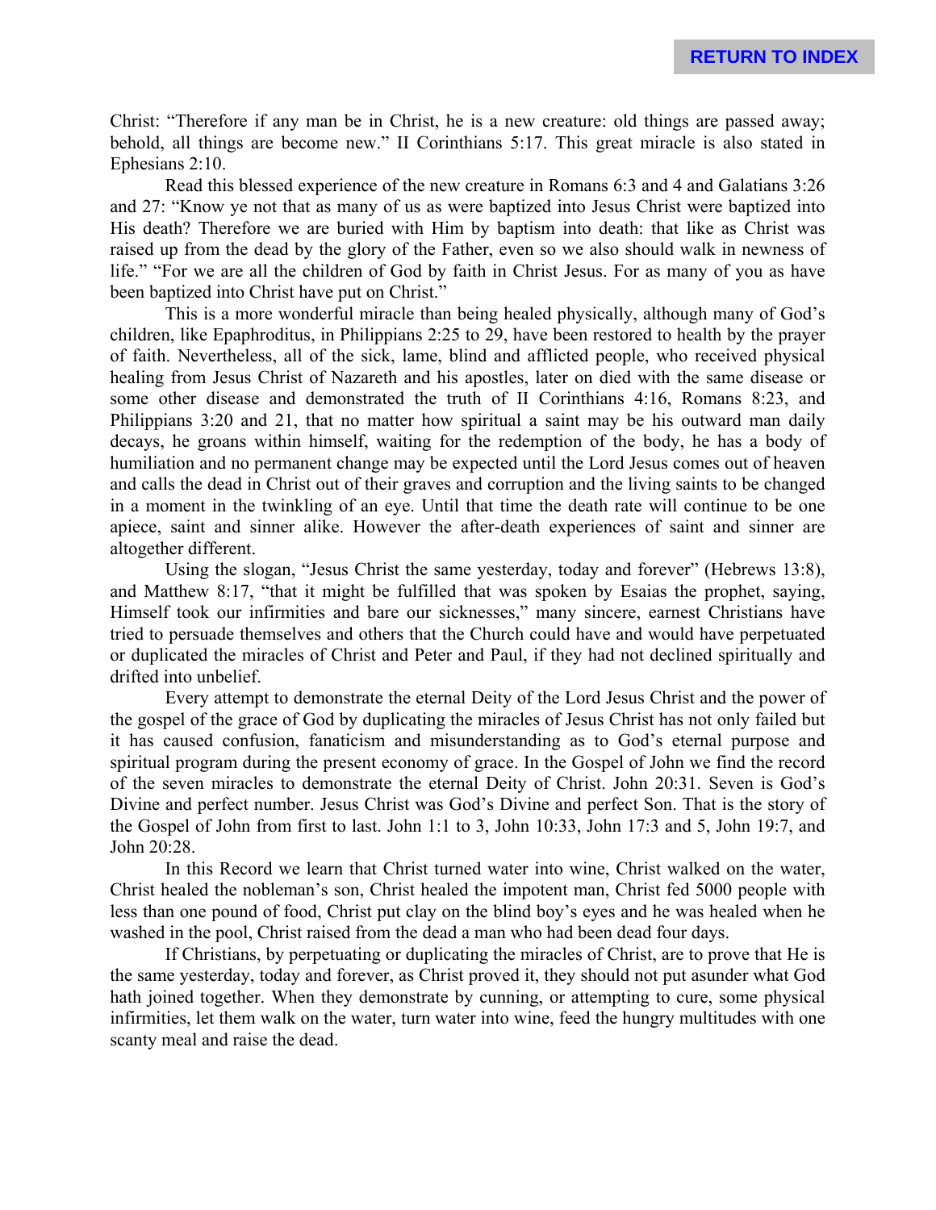Christ: "Therefore if any man be in Christ, he is a new creature: old things are passed away; behold, all things are become new." II Corinthians 5:17. This great miracle is also stated in Ephesians 2:10.

Read this blessed experience of the new creature in Romans 6:3 and 4 and Galatians 3:26 and 27: "Know ye not that as many of us as were baptized into Jesus Christ were baptized into His death? Therefore we are buried with Him by baptism into death: that like as Christ was raised up from the dead by the glory of the Father, even so we also should walk in newness of life." "For we are all the children of God by faith in Christ Jesus. For as many of you as have been baptized into Christ have put on Christ."

This is a more wonderful miracle than being healed physically, although many of God's children, like Epaphroditus, in Philippians 2:25 to 29, have been restored to health by the prayer of faith. Nevertheless, all of the sick, lame, blind and afflicted people, who received physical healing from Jesus Christ of Nazareth and his apostles, later on died with the same disease or some other disease and demonstrated the truth of II Corinthians 4:16, Romans 8:23, and Philippians 3:20 and 21, that no matter how spiritual a saint may be his outward man daily decays, he groans within himself, waiting for the redemption of the body, he has a body of humiliation and no permanent change may be expected until the Lord Jesus comes out of heaven and calls the dead in Christ out of their graves and corruption and the living saints to be changed in a moment in the twinkling of an eye. Until that time the death rate will continue to be one apiece, saint and sinner alike. However the after-death experiences of saint and sinner are altogether different.

Using the slogan, "Jesus Christ the same yesterday, today and forever" (Hebrews 13:8), and Matthew 8:17, "that it might be fulfilled that was spoken by Esaias the prophet, saying, Himself took our infirmities and bare our sicknesses," many sincere, earnest Christians have tried to persuade themselves and others that the Church could have and would have perpetuated or duplicated the miracles of Christ and Peter and Paul, if they had not declined spiritually and drifted into unbelief.

Every attempt to demonstrate the eternal Deity of the Lord Jesus Christ and the power of the gospel of the grace of God by duplicating the miracles of Jesus Christ has not only failed but it has caused confusion, fanaticism and misunderstanding as to God's eternal purpose and spiritual program during the present economy of grace. In the Gospel of John we find the record of the seven miracles to demonstrate the eternal Deity of Christ. John 20:31. Seven is God's Divine and perfect number. Jesus Christ was God's Divine and perfect Son. That is the story of the Gospel of John from first to last. John 1:1 to 3, John 10:33, John 17:3 and 5, John 19:7, and John 20:28.

In this Record we learn that Christ turned water into wine, Christ walked on the water, Christ healed the nobleman's son, Christ healed the impotent man, Christ fed 5000 people with less than one pound of food, Christ put clay on the blind boy's eyes and he was healed when he washed in the pool, Christ raised from the dead a man who had been dead four days.

If Christians, by perpetuating or duplicating the miracles of Christ, are to prove that He is the same yesterday, today and forever, as Christ proved it, they should not put asunder what God hath joined together. When they demonstrate by cunning, or attempting to cure, some physical infirmities, let them walk on the water, turn water into wine, feed the hungry multitudes with one scanty meal and raise the dead.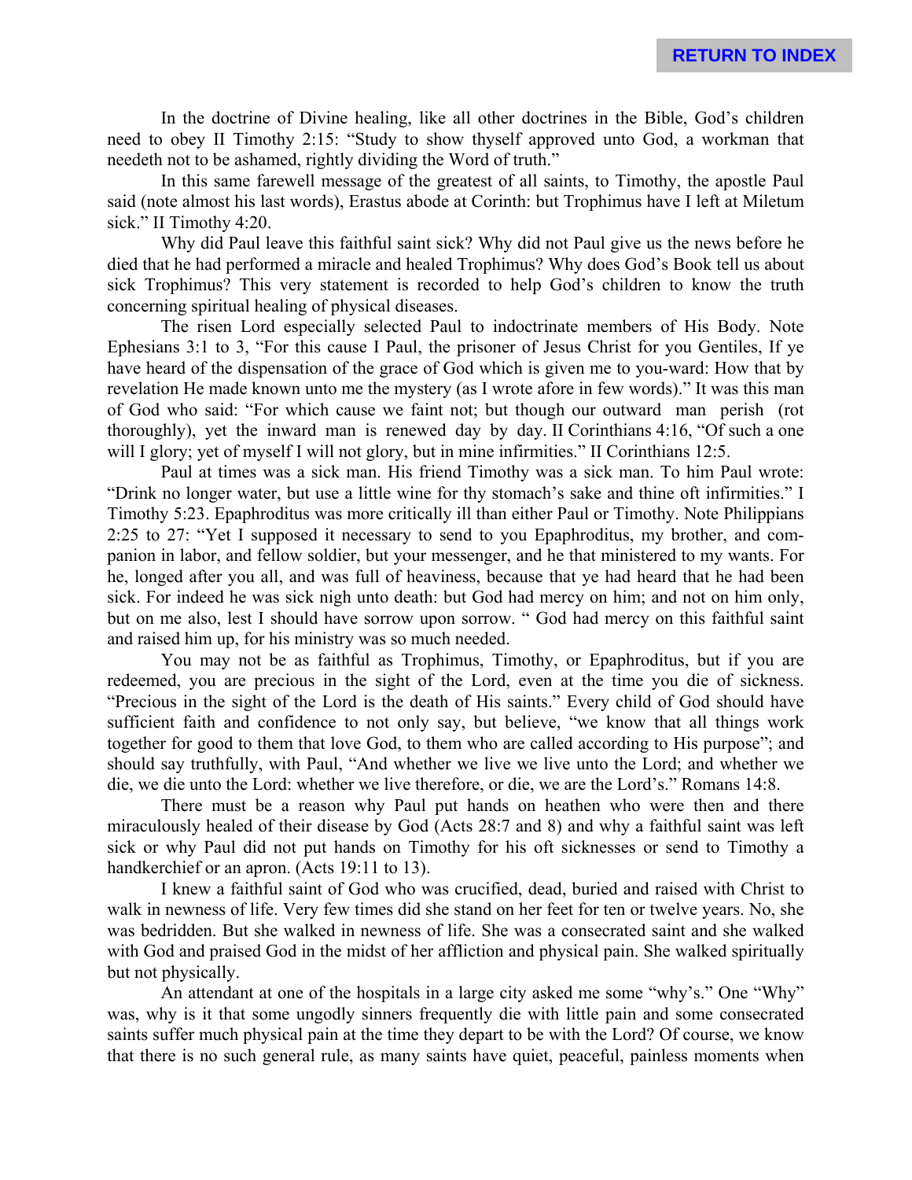In the doctrine of Divine healing, like all other doctrines in the Bible, God's children need to obey II Timothy 2:15: "Study to show thyself approved unto God, a workman that needeth not to be ashamed, rightly dividing the Word of truth."

In this same farewell message of the greatest of all saints, to Timothy, the apostle Paul said (note almost his last words), Erastus abode at Corinth: but Trophimus have I left at Miletum sick." II Timothy 4:20.

Why did Paul leave this faithful saint sick? Why did not Paul give us the news before he died that he had performed a miracle and healed Trophimus? Why does God's Book tell us about sick Trophimus? This very statement is recorded to help God's children to know the truth concerning spiritual healing of physical diseases.

The risen Lord especially selected Paul to indoctrinate members of His Body. Note Ephesians 3:1 to 3, "For this cause I Paul, the prisoner of Jesus Christ for you Gentiles, If ye have heard of the dispensation of the grace of God which is given me to you-ward: How that by revelation He made known unto me the mystery (as I wrote afore in few words)." It was this man of God who said: "For which cause we faint not; but though our outward man perish (rot thoroughly), yet the inward man is renewed day by day. II Corinthians 4:16, "Of such a one will I glory; yet of myself I will not glory, but in mine infirmities." II Corinthians 12:5.

Paul at times was a sick man. His friend Timothy was a sick man. To him Paul wrote: "Drink no longer water, but use a little wine for thy stomach's sake and thine oft infirmities." I Timothy 5:23. Epaphroditus was more critically ill than either Paul or Timothy. Note Philippians 2:25 to 27: "Yet I supposed it necessary to send to you Epaphroditus, my brother, and companion in labor, and fellow soldier, but your messenger, and he that ministered to my wants. For he, longed after you all, and was full of heaviness, because that ye had heard that he had been sick. For indeed he was sick nigh unto death: but God had mercy on him; and not on him only, but on me also, lest I should have sorrow upon sorrow. " God had mercy on this faithful saint and raised him up, for his ministry was so much needed.

You may not be as faithful as Trophimus, Timothy, or Epaphroditus, but if you are redeemed, you are precious in the sight of the Lord, even at the time you die of sickness. "Precious in the sight of the Lord is the death of His saints." Every child of God should have sufficient faith and confidence to not only say, but believe, "we know that all things work together for good to them that love God, to them who are called according to His purpose"; and should say truthfully, with Paul, "And whether we live we live unto the Lord; and whether we die, we die unto the Lord: whether we live therefore, or die, we are the Lord's." Romans 14:8.

There must be a reason why Paul put hands on heathen who were then and there miraculously healed of their disease by God (Acts 28:7 and 8) and why a faithful saint was left sick or why Paul did not put hands on Timothy for his oft sicknesses or send to Timothy a handkerchief or an apron. (Acts 19:11 to 13).

I knew a faithful saint of God who was crucified, dead, buried and raised with Christ to walk in newness of life. Very few times did she stand on her feet for ten or twelve years. No, she was bedridden. But she walked in newness of life. She was a consecrated saint and she walked with God and praised God in the midst of her affliction and physical pain. She walked spiritually but not physically.

An attendant at one of the hospitals in a large city asked me some "why's." One "Why" was, why is it that some ungodly sinners frequently die with little pain and some consecrated saints suffer much physical pain at the time they depart to be with the Lord? Of course, we know that there is no such general rule, as many saints have quiet, peaceful, painless moments when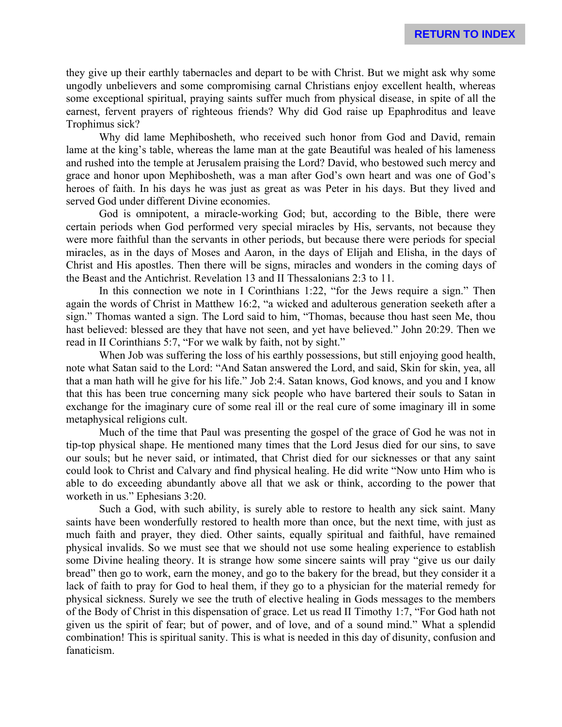they give up their earthly tabernacles and depart to be with Christ. But we might ask why some ungodly unbelievers and some compromising carnal Christians enjoy excellent health, whereas some exceptional spiritual, praying saints suffer much from physical disease, in spite of all the earnest, fervent prayers of righteous friends? Why did God raise up Epaphroditus and leave Trophimus sick?

Why did lame Mephibosheth, who received such honor from God and David, remain lame at the king's table, whereas the lame man at the gate Beautiful was healed of his lameness and rushed into the temple at Jerusalem praising the Lord? David, who bestowed such mercy and grace and honor upon Mephibosheth, was a man after God's own heart and was one of God's heroes of faith. In his days he was just as great as was Peter in his days. But they lived and served God under different Divine economies.

God is omnipotent, a miracle-working God; but, according to the Bible, there were certain periods when God performed very special miracles by His, servants, not because they were more faithful than the servants in other periods, but because there were periods for special miracles, as in the days of Moses and Aaron, in the days of Elijah and Elisha, in the days of Christ and His apostles. Then there will be signs, miracles and wonders in the coming days of the Beast and the Antichrist. Revelation 13 and II Thessalonians 2:3 to 11.

In this connection we note in I Corinthians 1:22, "for the Jews require a sign." Then again the words of Christ in Matthew 16:2, "a wicked and adulterous generation seeketh after a sign." Thomas wanted a sign. The Lord said to him, "Thomas, because thou hast seen Me, thou hast believed: blessed are they that have not seen, and yet have believed." John 20:29. Then we read in II Corinthians 5:7, "For we walk by faith, not by sight."

When Job was suffering the loss of his earthly possessions, but still enjoying good health, note what Satan said to the Lord: "And Satan answered the Lord, and said, Skin for skin, yea, all that a man hath will he give for his life." Job 2:4. Satan knows, God knows, and you and I know that this has been true concerning many sick people who have bartered their souls to Satan in exchange for the imaginary cure of some real ill or the real cure of some imaginary ill in some metaphysical religions cult.

Much of the time that Paul was presenting the gospel of the grace of God he was not in tip-top physical shape. He mentioned many times that the Lord Jesus died for our sins, to save our souls; but he never said, or intimated, that Christ died for our sicknesses or that any saint could look to Christ and Calvary and find physical healing. He did write "Now unto Him who is able to do exceeding abundantly above all that we ask or think, according to the power that worketh in us." Ephesians 3:20.

Such a God, with such ability, is surely able to restore to health any sick saint. Many saints have been wonderfully restored to health more than once, but the next time, with just as much faith and prayer, they died. Other saints, equally spiritual and faithful, have remained physical invalids. So we must see that we should not use some healing experience to establish some Divine healing theory. It is strange how some sincere saints will pray "give us our daily bread" then go to work, earn the money, and go to the bakery for the bread, but they consider it a lack of faith to pray for God to heal them, if they go to a physician for the material remedy for physical sickness. Surely we see the truth of elective healing in Gods messages to the members of the Body of Christ in this dispensation of grace. Let us read II Timothy 1:7, "For God hath not given us the spirit of fear; but of power, and of love, and of a sound mind." What a splendid combination! This is spiritual sanity. This is what is needed in this day of disunity, confusion and fanaticism.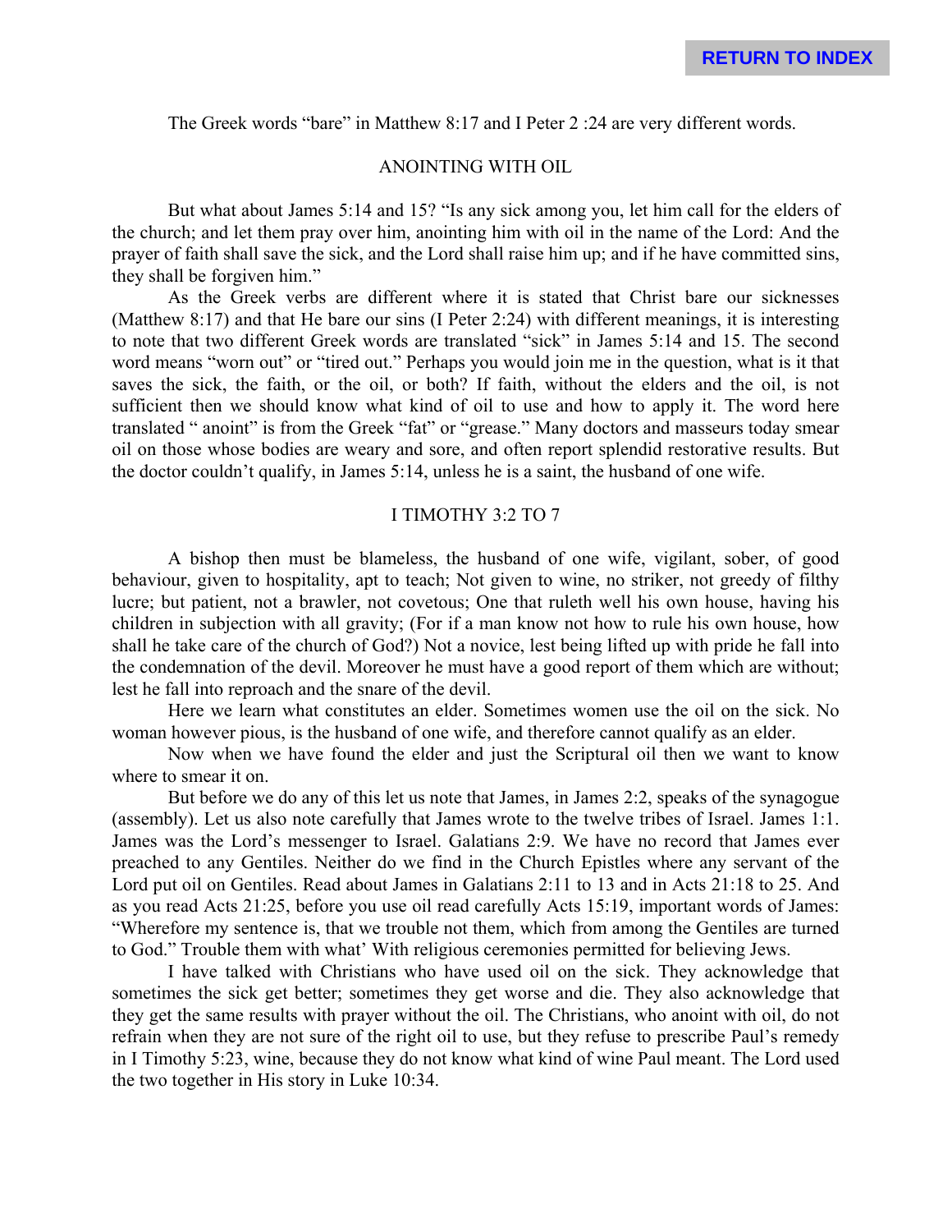The Greek words "bare" in Matthew 8:17 and I Peter 2 :24 are very different words.

## ANOINTING WITH OIL

But what about James 5:14 and 15? "Is any sick among you, let him call for the elders of the church; and let them pray over him, anointing him with oil in the name of the Lord: And the prayer of faith shall save the sick, and the Lord shall raise him up; and if he have committed sins, they shall be forgiven him."

As the Greek verbs are different where it is stated that Christ bare our sicknesses (Matthew 8:17) and that He bare our sins (I Peter 2:24) with different meanings, it is interesting to note that two different Greek words are translated "sick" in James 5:14 and 15. The second word means "worn out" or "tired out." Perhaps you would join me in the question, what is it that saves the sick, the faith, or the oil, or both? If faith, without the elders and the oil, is not sufficient then we should know what kind of oil to use and how to apply it. The word here translated " anoint" is from the Greek "fat" or "grease." Many doctors and masseurs today smear oil on those whose bodies are weary and sore, and often report splendid restorative results. But the doctor couldn't qualify, in James 5:14, unless he is a saint, the husband of one wife.

## I TIMOTHY 3:2 TO 7

A bishop then must be blameless, the husband of one wife, vigilant, sober, of good behaviour, given to hospitality, apt to teach; Not given to wine, no striker, not greedy of filthy lucre; but patient, not a brawler, not covetous; One that ruleth well his own house, having his children in subjection with all gravity; (For if a man know not how to rule his own house, how shall he take care of the church of God?) Not a novice, lest being lifted up with pride he fall into the condemnation of the devil. Moreover he must have a good report of them which are without; lest he fall into reproach and the snare of the devil.

Here we learn what constitutes an elder. Sometimes women use the oil on the sick. No woman however pious, is the husband of one wife, and therefore cannot qualify as an elder.

Now when we have found the elder and just the Scriptural oil then we want to know where to smear it on.

But before we do any of this let us note that James, in James 2:2, speaks of the synagogue (assembly). Let us also note carefully that James wrote to the twelve tribes of Israel. James 1:1. James was the Lord's messenger to Israel. Galatians 2:9. We have no record that James ever preached to any Gentiles. Neither do we find in the Church Epistles where any servant of the Lord put oil on Gentiles. Read about James in Galatians 2:11 to 13 and in Acts 21:18 to 25. And as you read Acts 21:25, before you use oil read carefully Acts 15:19, important words of James: "Wherefore my sentence is, that we trouble not them, which from among the Gentiles are turned to God." Trouble them with what' With religious ceremonies permitted for believing Jews.

I have talked with Christians who have used oil on the sick. They acknowledge that sometimes the sick get better; sometimes they get worse and die. They also acknowledge that they get the same results with prayer without the oil. The Christians, who anoint with oil, do not refrain when they are not sure of the right oil to use, but they refuse to prescribe Paul's remedy in I Timothy 5:23, wine, because they do not know what kind of wine Paul meant. The Lord used the two together in His story in Luke 10:34.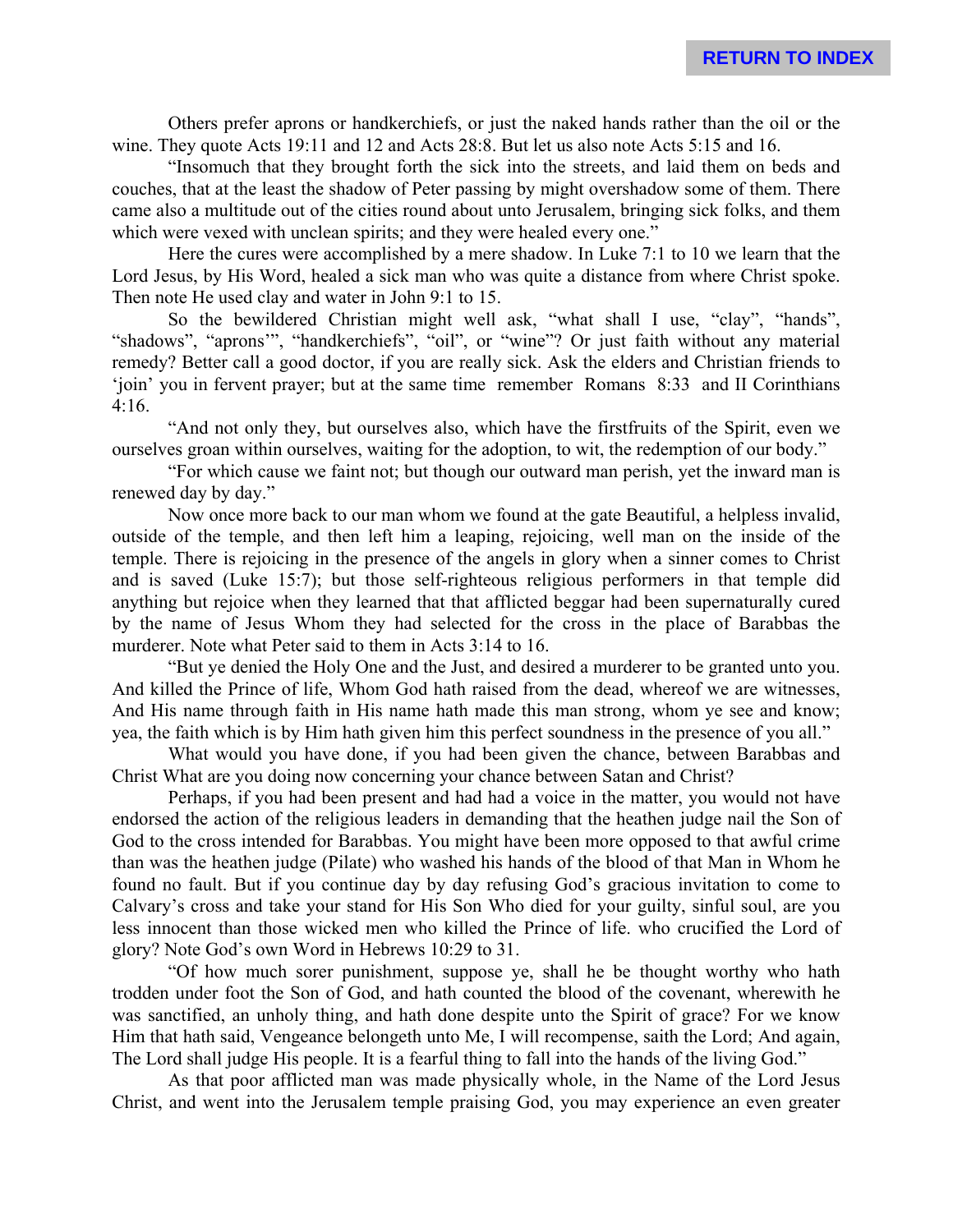Others prefer aprons or handkerchiefs, or just the naked hands rather than the oil or the wine. They quote Acts 19:11 and 12 and Acts 28:8. But let us also note Acts 5:15 and 16.

"Insomuch that they brought forth the sick into the streets, and laid them on beds and couches, that at the least the shadow of Peter passing by might overshadow some of them. There came also a multitude out of the cities round about unto Jerusalem, bringing sick folks, and them which were vexed with unclean spirits; and they were healed every one."

Here the cures were accomplished by a mere shadow. In Luke 7:1 to 10 we learn that the Lord Jesus, by His Word, healed a sick man who was quite a distance from where Christ spoke. Then note He used clay and water in John 9:1 to 15.

So the bewildered Christian might well ask, "what shall I use, "clay", "hands", "shadows", "aprons'", "handkerchiefs", "oil", or "wine"? Or just faith without any material remedy? Better call a good doctor, if you are really sick. Ask the elders and Christian friends to 'join' you in fervent prayer; but at the same time remember Romans 8:33 and II Corinthians 4:16.

"And not only they, but ourselves also, which have the firstfruits of the Spirit, even we ourselves groan within ourselves, waiting for the adoption, to wit, the redemption of our body."

"For which cause we faint not; but though our outward man perish, yet the inward man is renewed day by day."

Now once more back to our man whom we found at the gate Beautiful, a helpless invalid, outside of the temple, and then left him a leaping, rejoicing, well man on the inside of the temple. There is rejoicing in the presence of the angels in glory when a sinner comes to Christ and is saved (Luke 15:7); but those self-righteous religious performers in that temple did anything but rejoice when they learned that that afflicted beggar had been supernaturally cured by the name of Jesus Whom they had selected for the cross in the place of Barabbas the murderer. Note what Peter said to them in Acts 3:14 to 16.

"But ye denied the Holy One and the Just, and desired a murderer to be granted unto you. And killed the Prince of life, Whom God hath raised from the dead, whereof we are witnesses, And His name through faith in His name hath made this man strong, whom ye see and know; yea, the faith which is by Him hath given him this perfect soundness in the presence of you all."

What would you have done, if you had been given the chance, between Barabbas and Christ What are you doing now concerning your chance between Satan and Christ?

Perhaps, if you had been present and had had a voice in the matter, you would not have endorsed the action of the religious leaders in demanding that the heathen judge nail the Son of God to the cross intended for Barabbas. You might have been more opposed to that awful crime than was the heathen judge (Pilate) who washed his hands of the blood of that Man in Whom he found no fault. But if you continue day by day refusing God's gracious invitation to come to Calvary's cross and take your stand for His Son Who died for your guilty, sinful soul, are you less innocent than those wicked men who killed the Prince of life. who crucified the Lord of glory? Note God's own Word in Hebrews 10:29 to 31.

"Of how much sorer punishment, suppose ye, shall he be thought worthy who hath trodden under foot the Son of God, and hath counted the blood of the covenant, wherewith he was sanctified, an unholy thing, and hath done despite unto the Spirit of grace? For we know Him that hath said, Vengeance belongeth unto Me, I will recompense, saith the Lord; And again, The Lord shall judge His people. It is a fearful thing to fall into the hands of the living God."

As that poor afflicted man was made physically whole, in the Name of the Lord Jesus Christ, and went into the Jerusalem temple praising God, you may experience an even greater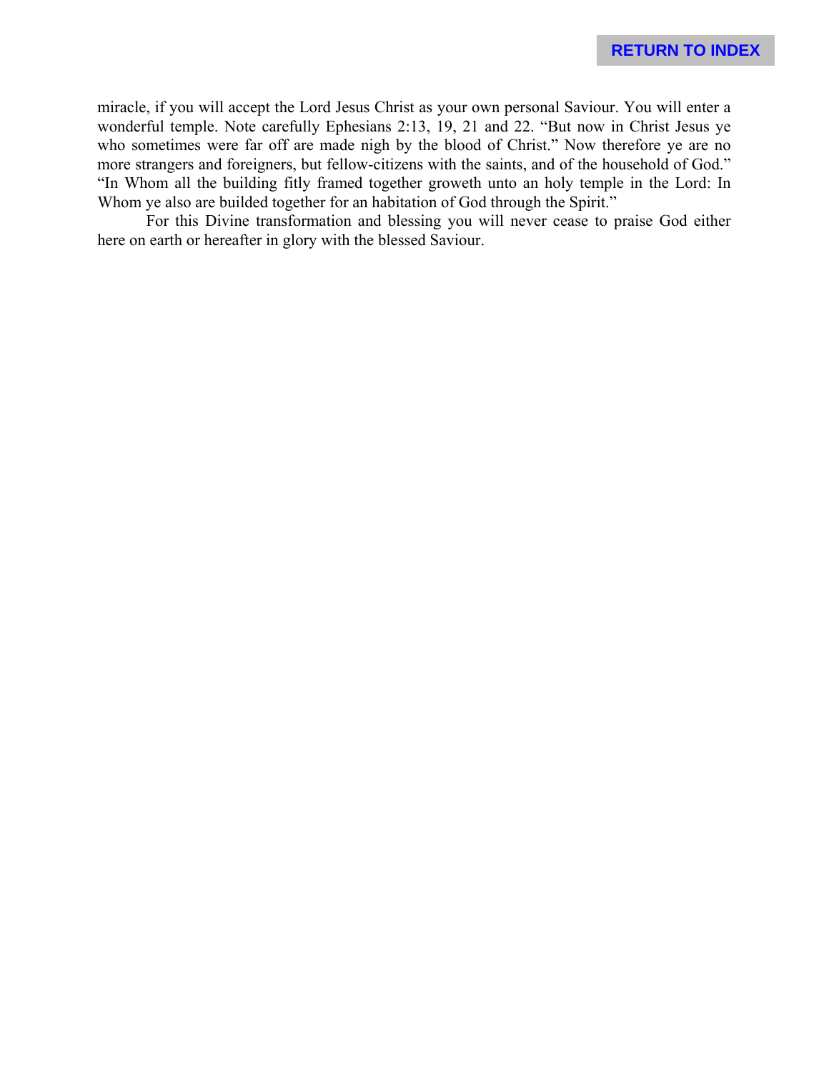miracle, if you will accept the Lord Jesus Christ as your own personal Saviour. You will enter a wonderful temple. Note carefully Ephesians 2:13, 19, 21 and 22. “But now in Christ Jesus ye who sometimes were far off are made nigh by the blood of Christ.” Now therefore ye are no more strangers and foreigners, but fellow-citizens with the saints, and of the household of God.” “In Whom all the building fitly framed together groweth unto an holy temple in the Lord: In Whom ye also are builded together for an habitation of God through the Spirit.”

For this Divine transformation and blessing you will never cease to praise God either here on earth or hereafter in glory with the blessed Saviour.